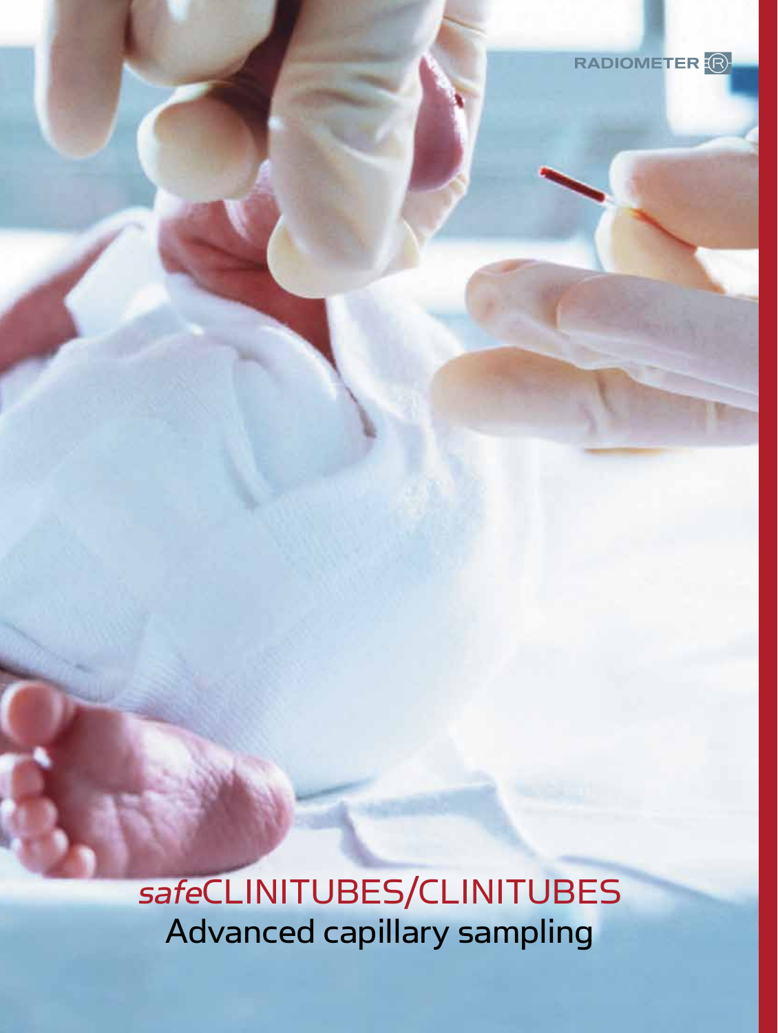RADIOMETER

# *safe*CLINITUBES/CLINITUBES

## Advanced capillary sampling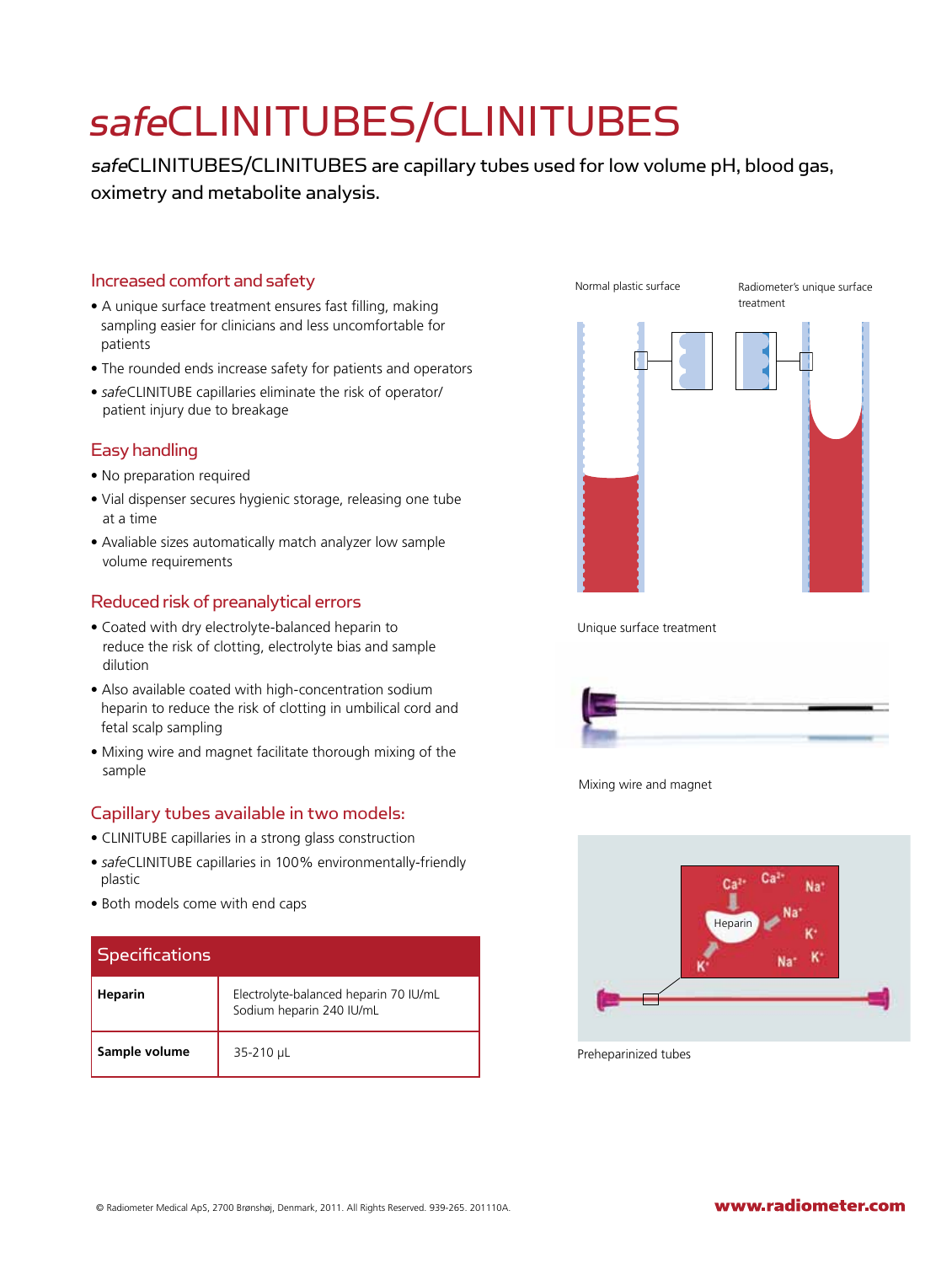# *safe*CLINITUBES/CLINITUBES

*safe*CLINITUBES/CLINITUBES are capillary tubes used for low volume pH, blood gas, oximetry and metabolite analysis.

## Increased comfort and safety

- A unique surface treatment ensures fast filling, making sampling easier for clinicians and less uncomfortable for patients
- The rounded ends increase safety for patients and operators
- *safe*CLINITUBE capillaries eliminate the risk of operator/ patient injury due to breakage

## Easy handling

- No preparation required
- Vial dispenser secures hygienic storage, releasing one tube at a time
- Avaliable sizes automatically match analyzer low sample volume requirements

## Reduced risk of preanalytical errors

- Coated with dry electrolyte-balanced heparin to reduce the risk of clotting, electrolyte bias and sample dilution
- Also available coated with high-concentration sodium heparin to reduce the risk of clotting in umbilical cord and fetal scalp sampling
- Mixing wire and magnet facilitate thorough mixing of the sample

## Capillary tubes available in two models:

- CLINITUBE capillaries in a strong glass construction
- *safe*CLINITUBE capillaries in 100% environmentally-friendly plastic
- Both models come with end caps

| Specifications | |
|---|---|
| **Heparin** | Electrolyte-balanced heparin 70 IU/mL<br>Sodium heparin 240 IU/mL |
| **Sample volume** | 35-210 µL |

Normal plastic surface

Radiometer's unique surface treatment

Unique surface treatment

Mixing wire and magnet

$Ca^{2+}$ $Ca^{2+}$ $Na^{+}$ $Na^{+}$ Heparin $K^{+}$ $K^{+}$ $Na^{+}$ $K^{+}$

Preheparinized tubes

© Radiometer Medical ApS, 2700 Brønshøj, Denmark, 2011. All Rights Reserved. 939-265. 201110A.

www.radiometer.com